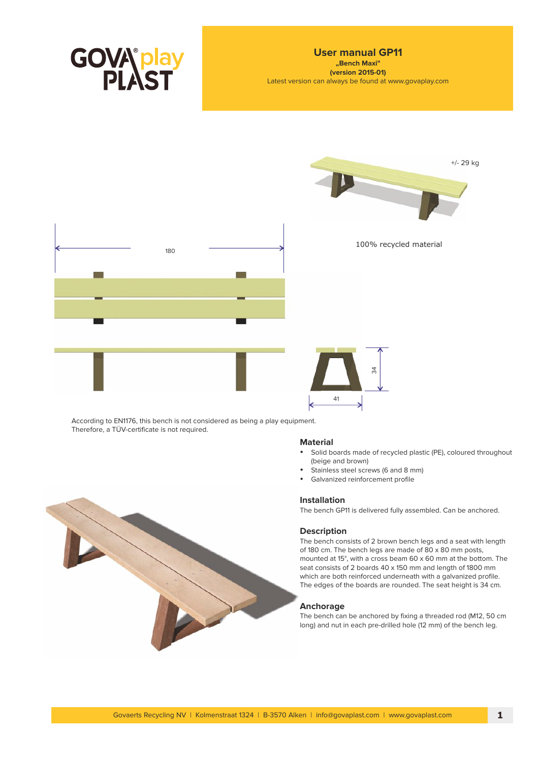# User manual GP11

**„Bench Maxi"**

**(version 2015-01)**

Latest version can always be found at www.govaplay.com

+/- 29 kg

100% recycled material

180

34

41

According to EN1176, this bench is not considered as being a play equipment.
Therefore, a TÜV-certificate is not required.

## Material

- Solid boards made of recycled plastic (PE), coloured throughout (beige and brown)
- Stainless steel screws (6 and 8 mm)
- Galvanized reinforcement profile

## Installation

The bench GP11 is delivered fully assembled. Can be anchored.

## Description

The bench consists of 2 brown bench legs and a seat with length of 180 cm. The bench legs are made of 80 x 80 mm posts, mounted at 15°, with a cross beam 60 x 60 mm at the bottom. The seat consists of 2 boards 40 x 150 mm and length of 1800 mm which are both reinforced underneath with a galvanized profile. The edges of the boards are rounded. The seat height is 34 cm.

## Anchorage

The bench can be anchored by fixing a threaded rod (M12, 50 cm long) and nut in each pre-drilled hole (12 mm) of the bench leg.

Govaerts Recycling NV | Kolmenstraat 1324 | B-3570 Alken | info@govaplast.com | www.govaplast.com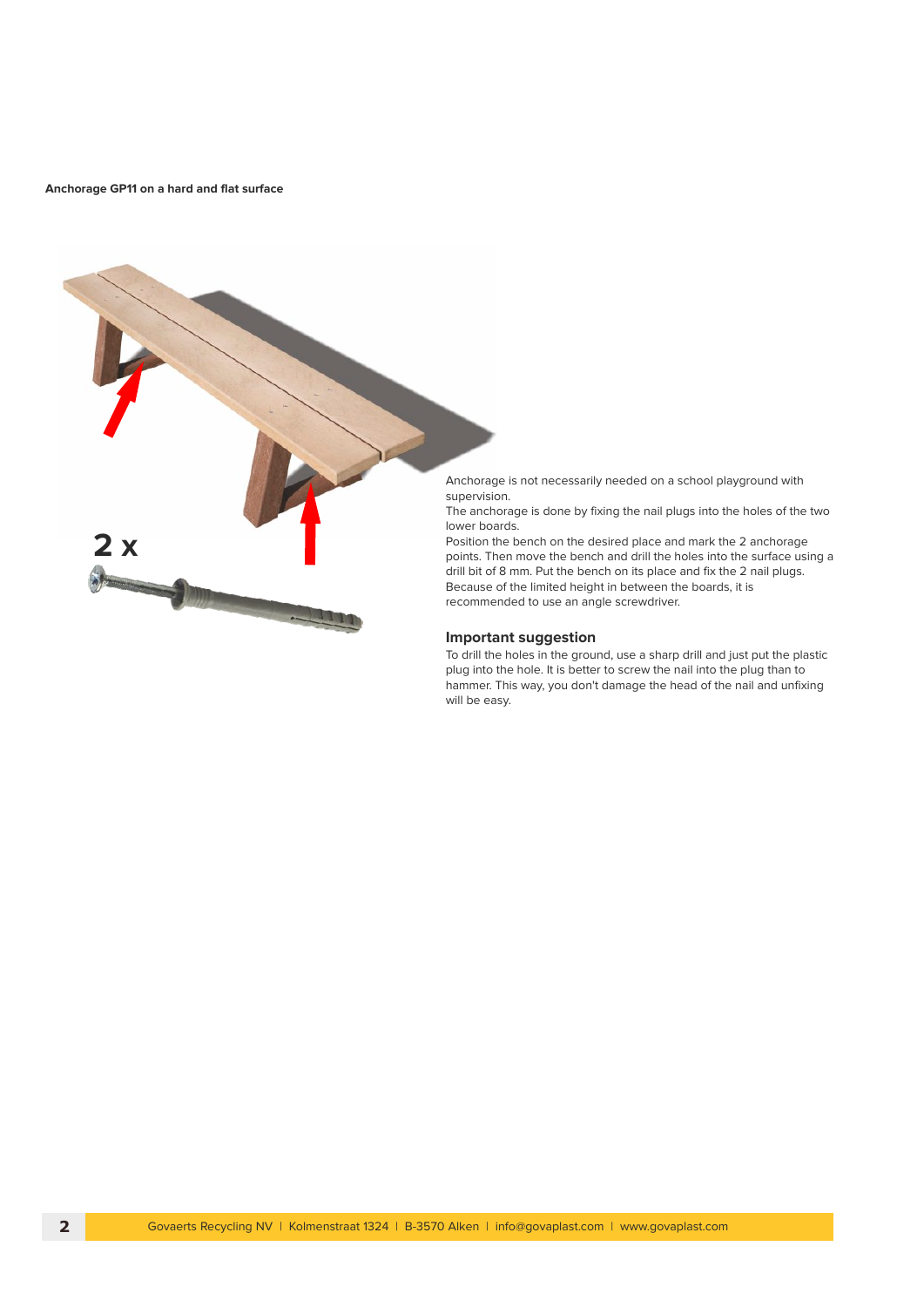**Anchorage GP11 on a hard and flat surface**

2 x

Anchorage is not necessarily needed on a school playground with supervision.
The anchorage is done by fixing the nail plugs into the holes of the two lower boards.
Position the bench on the desired place and mark the 2 anchorage points. Then move the bench and drill the holes into the surface using a drill bit of 8 mm. Put the bench on its place and fix the 2 nail plugs. Because of the limited height in between the boards, it is recommended to use an angle screwdriver.

## Important suggestion

To drill the holes in the ground, use a sharp drill and just put the plastic plug into the hole. It is better to screw the nail into the plug than to hammer. This way, you don't damage the head of the nail and unfixing will be easy.

Govaerts Recycling NV | Kolmenstraat 1324 | B-3570 Alken | info@govaplast.com | www.govaplast.com